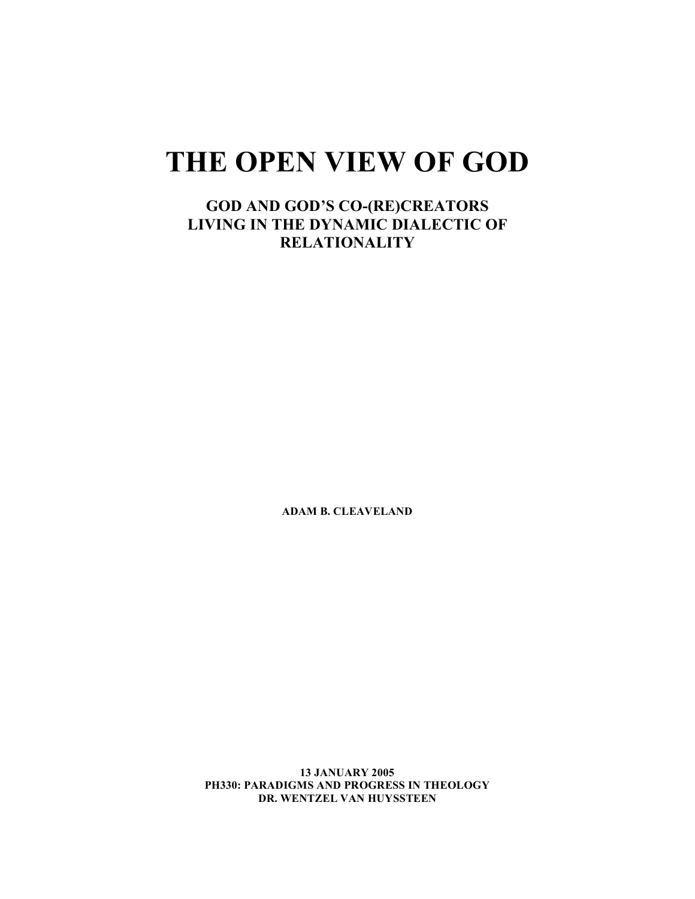# THE OPEN VIEW OF GOD

## GOD AND GOD'S CO-(RE)CREATORS LIVING IN THE DYNAMIC DIALECTIC OF RELATIONALITY

**ADAM B. CLEAVELAND**

**13 JANUARY 2005**
**PH330: PARADIGMS AND PROGRESS IN THEOLOGY**
**DR. WENTZEL VAN HUYSSTEEN**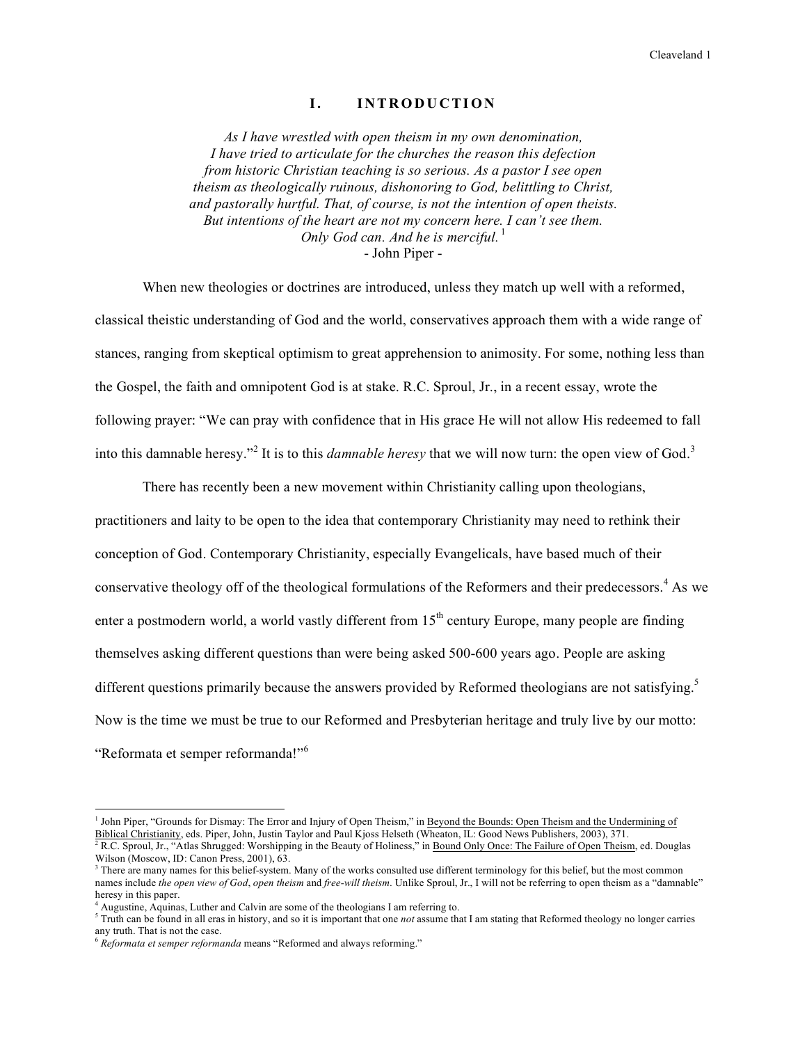# I. INTRODUCTION

*As I have wrestled with open theism in my own denomination,*
*I have tried to articulate for the churches the reason this defection*
*from historic Christian teaching is so serious. As a pastor I see open*
*theism as theologically ruinous, dishonoring to God, belittling to Christ,*
*and pastorally hurtful. That, of course, is not the intention of open theists.*
*But intentions of the heart are not my concern here. I can't see them.*
*Only God can. And he is merciful.*[1]
- John Piper -

When new theologies or doctrines are introduced, unless they match up well with a reformed, classical theistic understanding of God and the world, conservatives approach them with a wide range of stances, ranging from skeptical optimism to great apprehension to animosity. For some, nothing less than the Gospel, the faith and omnipotent God is at stake. R.C. Sproul, Jr., in a recent essay, wrote the following prayer: "We can pray with confidence that in His grace He will not allow His redeemed to fall into this damnable heresy."[2] It is to this *damnable heresy* that we will now turn: the open view of God.[3]

There has recently been a new movement within Christianity calling upon theologians, practitioners and laity to be open to the idea that contemporary Christianity may need to rethink their conception of God. Contemporary Christianity, especially Evangelicals, have based much of their conservative theology off of the theological formulations of the Reformers and their predecessors.[4] As we enter a postmodern world, a world vastly different from 15th century Europe, many people are finding themselves asking different questions than were being asked 500-600 years ago. People are asking different questions primarily because the answers provided by Reformed theologians are not satisfying.[5] Now is the time we must be true to our Reformed and Presbyterian heritage and truly live by our motto: "Reformata et semper reformanda!"[6]

---

[1] John Piper, "Grounds for Dismay: The Error and Injury of Open Theism," in Beyond the Bounds: Open Theism and the Undermining of Biblical Christianity, eds. Piper, John, Justin Taylor and Paul Kjoss Helseth (Wheaton, IL: Good News Publishers, 2003), 371.

[2] R.C. Sproul, Jr., "Atlas Shrugged: Worshipping in the Beauty of Holiness," in Bound Only Once: The Failure of Open Theism, ed. Douglas Wilson (Moscow, ID: Canon Press, 2001), 63.

[3] There are many names for this belief-system. Many of the works consulted use different terminology for this belief, but the most common names include *the open view of God*, *open theism* and *free-will theism*. Unlike Sproul, Jr., I will not be referring to open theism as a "damnable" heresy in this paper.

[4] Augustine, Aquinas, Luther and Calvin are some of the theologians I am referring to.

[5] Truth can be found in all eras in history, and so it is important that one *not* assume that I am stating that Reformed theology no longer carries any truth. That is not the case.

[6] *Reformata et semper reformanda* means "Reformed and always reforming."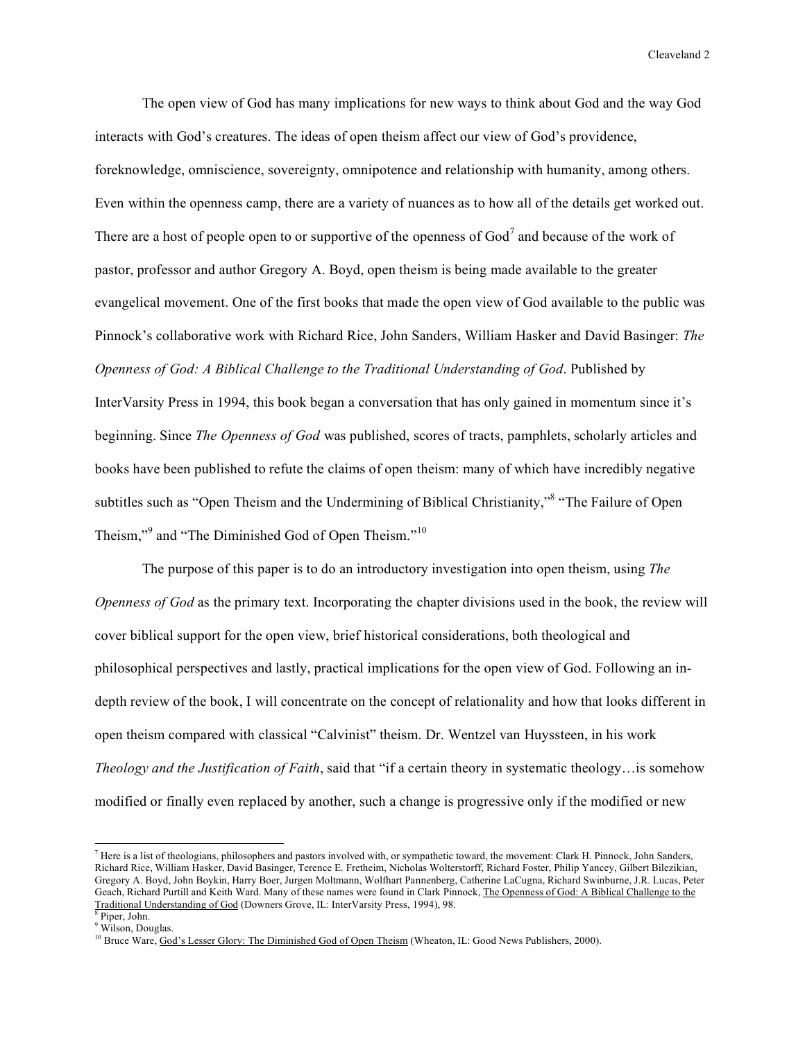The open view of God has many implications for new ways to think about God and the way God interacts with God's creatures. The ideas of open theism affect our view of God's providence, foreknowledge, omniscience, sovereignty, omnipotence and relationship with humanity, among others. Even within the openness camp, there are a variety of nuances as to how all of the details get worked out. There are a host of people open to or supportive of the openness of God[7] and because of the work of pastor, professor and author Gregory A. Boyd, open theism is being made available to the greater evangelical movement. One of the first books that made the open view of God available to the public was Pinnock's collaborative work with Richard Rice, John Sanders, William Hasker and David Basinger: *The Openness of God: A Biblical Challenge to the Traditional Understanding of God*. Published by InterVarsity Press in 1994, this book began a conversation that has only gained in momentum since it's beginning. Since *The Openness of God* was published, scores of tracts, pamphlets, scholarly articles and books have been published to refute the claims of open theism: many of which have incredibly negative subtitles such as "Open Theism and the Undermining of Biblical Christianity,"[8] "The Failure of Open Theism,"[9] and "The Diminished God of Open Theism."[10]

The purpose of this paper is to do an introductory investigation into open theism, using *The Openness of God* as the primary text. Incorporating the chapter divisions used in the book, the review will cover biblical support for the open view, brief historical considerations, both theological and philosophical perspectives and lastly, practical implications for the open view of God. Following an in-depth review of the book, I will concentrate on the concept of relationality and how that looks different in open theism compared with classical "Calvinist" theism. Dr. Wentzel van Huyssteen, in his work *Theology and the Justification of Faith*, said that "if a certain theory in systematic theology…is somehow modified or finally even replaced by another, such a change is progressive only if the modified or new

---

[7] Here is a list of theologians, philosophers and pastors involved with, or sympathetic toward, the movement: Clark H. Pinnock, John Sanders, Richard Rice, William Hasker, David Basinger, Terence E. Fretheim, Nicholas Wolterstorff, Richard Foster, Philip Yancey, Gilbert Bilezikian, Gregory A. Boyd, John Boykin, Harry Boer, Jurgen Moltmann, Wolfhart Pannenberg, Catherine LaCugna, Richard Swinburne, J.R. Lucas, Peter Geach, Richard Purtill and Keith Ward. Many of these names were found in Clark Pinnock, The Openness of God: A Biblical Challenge to the Traditional Understanding of God (Downers Grove, IL: InterVarsity Press, 1994), 98.

[8] Piper, John.

[9] Wilson, Douglas.

[10] Bruce Ware, God's Lesser Glory: The Diminished God of Open Theism (Wheaton, IL: Good News Publishers, 2000).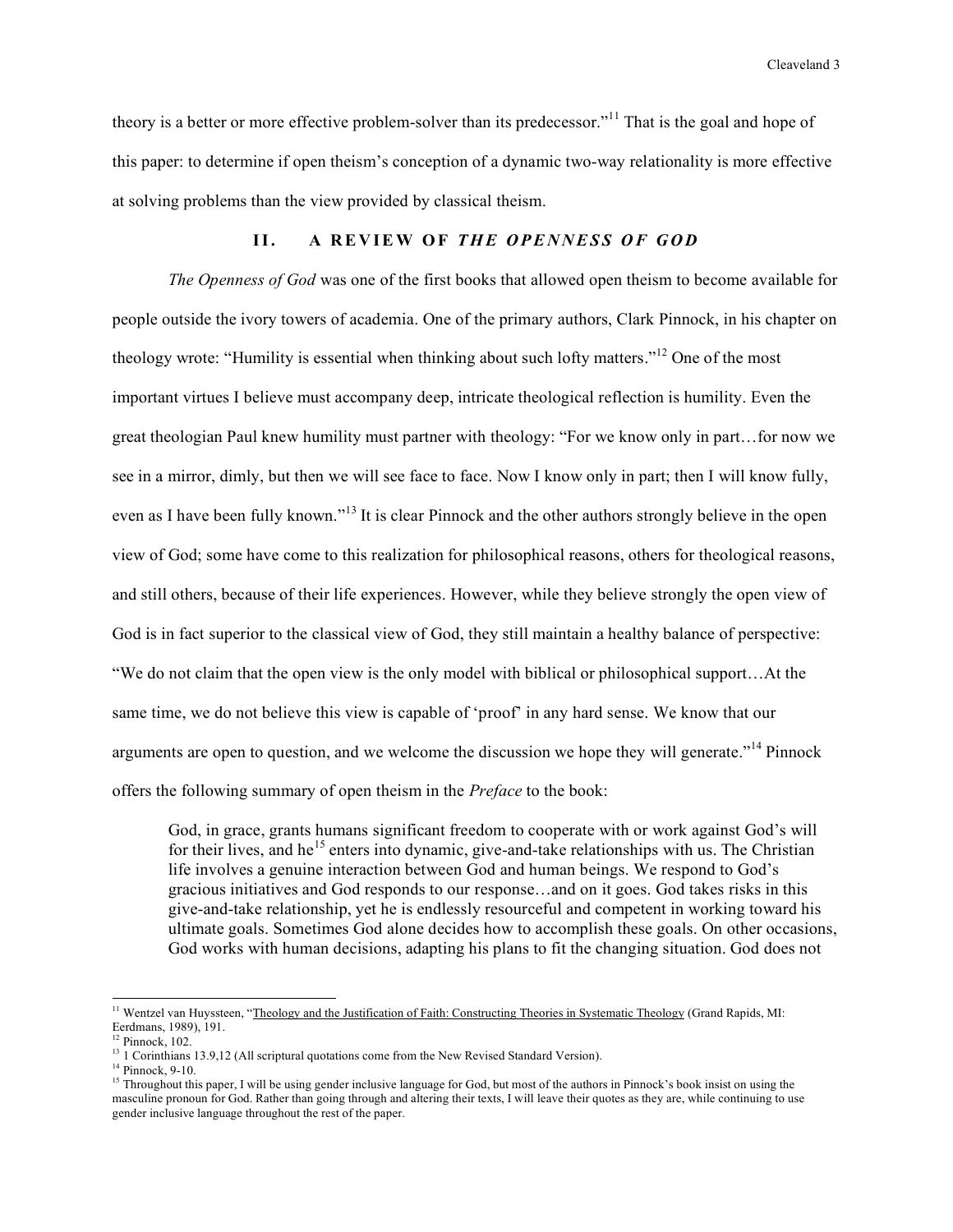theory is a better or more effective problem-solver than its predecessor."[11] That is the goal and hope of this paper: to determine if open theism's conception of a dynamic two-way relationality is more effective at solving problems than the view provided by classical theism.

## II. A REVIEW OF *THE OPENNESS OF GOD*

*The Openness of God* was one of the first books that allowed open theism to become available for people outside the ivory towers of academia. One of the primary authors, Clark Pinnock, in his chapter on theology wrote: "Humility is essential when thinking about such lofty matters."[12] One of the most important virtues I believe must accompany deep, intricate theological reflection is humility. Even the great theologian Paul knew humility must partner with theology: "For we know only in part…for now we see in a mirror, dimly, but then we will see face to face. Now I know only in part; then I will know fully, even as I have been fully known."[13] It is clear Pinnock and the other authors strongly believe in the open view of God; some have come to this realization for philosophical reasons, others for theological reasons, and still others, because of their life experiences. However, while they believe strongly the open view of God is in fact superior to the classical view of God, they still maintain a healthy balance of perspective: "We do not claim that the open view is the only model with biblical or philosophical support…At the same time, we do not believe this view is capable of 'proof' in any hard sense. We know that our arguments are open to question, and we welcome the discussion we hope they will generate."[14] Pinnock offers the following summary of open theism in the *Preface* to the book:

> God, in grace, grants humans significant freedom to cooperate with or work against God's will for their lives, and he[15] enters into dynamic, give-and-take relationships with us. The Christian life involves a genuine interaction between God and human beings. We respond to God's gracious initiatives and God responds to our response…and on it goes. God takes risks in this give-and-take relationship, yet he is endlessly resourceful and competent in working toward his ultimate goals. Sometimes God alone decides how to accomplish these goals. On other occasions, God works with human decisions, adapting his plans to fit the changing situation. God does not

---

[11] Wentzel van Huyssteen, "Theology and the Justification of Faith: Constructing Theories in Systematic Theology (Grand Rapids, MI: Eerdmans, 1989), 191.

[12] Pinnock, 102.

[13] 1 Corinthians 13.9,12 (All scriptural quotations come from the New Revised Standard Version).

[14] Pinnock, 9-10.

[15] Throughout this paper, I will be using gender inclusive language for God, but most of the authors in Pinnock's book insist on using the masculine pronoun for God. Rather than going through and altering their texts, I will leave their quotes as they are, while continuing to use gender inclusive language throughout the rest of the paper.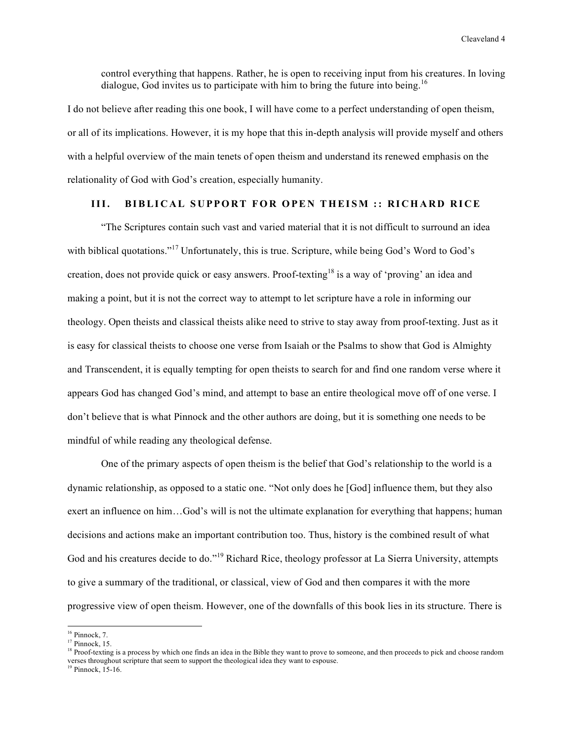> control everything that happens. Rather, he is open to receiving input from his creatures. In loving dialogue, God invites us to participate with him to bring the future into being.[16]

I do not believe after reading this one book, I will have come to a perfect understanding of open theism, or all of its implications. However, it is my hope that this in-depth analysis will provide myself and others with a helpful overview of the main tenets of open theism and understand its renewed emphasis on the relationality of God with God's creation, especially humanity.

## III. BIBLICAL SUPPORT FOR OPEN THEISM :: RICHARD RICE

"The Scriptures contain such vast and varied material that it is not difficult to surround an idea with biblical quotations."[17] Unfortunately, this is true. Scripture, while being God's Word to God's creation, does not provide quick or easy answers. Proof-texting[18] is a way of 'proving' an idea and making a point, but it is not the correct way to attempt to let scripture have a role in informing our theology. Open theists and classical theists alike need to strive to stay away from proof-texting. Just as it is easy for classical theists to choose one verse from Isaiah or the Psalms to show that God is Almighty and Transcendent, it is equally tempting for open theists to search for and find one random verse where it appears God has changed God's mind, and attempt to base an entire theological move off of one verse. I don't believe that is what Pinnock and the other authors are doing, but it is something one needs to be mindful of while reading any theological defense.

One of the primary aspects of open theism is the belief that God's relationship to the world is a dynamic relationship, as opposed to a static one. "Not only does he [God] influence them, but they also exert an influence on him…God's will is not the ultimate explanation for everything that happens; human decisions and actions make an important contribution too. Thus, history is the combined result of what God and his creatures decide to do."[19] Richard Rice, theology professor at La Sierra University, attempts to give a summary of the traditional, or classical, view of God and then compares it with the more progressive view of open theism. However, one of the downfalls of this book lies in its structure. There is

---

[16] Pinnock, 7.

[17] Pinnock, 15.

[18] Proof-texting is a process by which one finds an idea in the Bible they want to prove to someone, and then proceeds to pick and choose random verses throughout scripture that seem to support the theological idea they want to espouse.

[19] Pinnock, 15-16.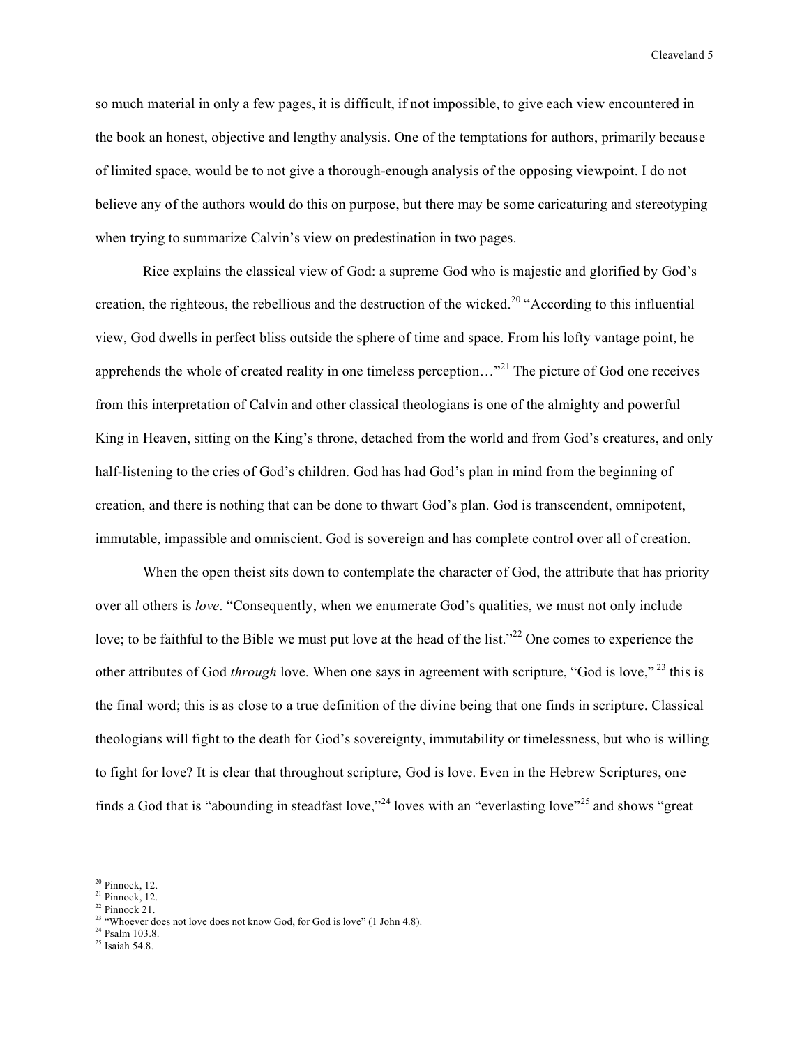so much material in only a few pages, it is difficult, if not impossible, to give each view encountered in the book an honest, objective and lengthy analysis. One of the temptations for authors, primarily because of limited space, would be to not give a thorough-enough analysis of the opposing viewpoint. I do not believe any of the authors would do this on purpose, but there may be some caricaturing and stereotyping when trying to summarize Calvin's view on predestination in two pages.

Rice explains the classical view of God: a supreme God who is majestic and glorified by God's creation, the righteous, the rebellious and the destruction of the wicked.[20] "According to this influential view, God dwells in perfect bliss outside the sphere of time and space. From his lofty vantage point, he apprehends the whole of created reality in one timeless perception…"[21] The picture of God one receives from this interpretation of Calvin and other classical theologians is one of the almighty and powerful King in Heaven, sitting on the King's throne, detached from the world and from God's creatures, and only half-listening to the cries of God's children. God has had God's plan in mind from the beginning of creation, and there is nothing that can be done to thwart God's plan. God is transcendent, omnipotent, immutable, impassible and omniscient. God is sovereign and has complete control over all of creation.

When the open theist sits down to contemplate the character of God, the attribute that has priority over all others is *love*. "Consequently, when we enumerate God's qualities, we must not only include love; to be faithful to the Bible we must put love at the head of the list."[22] One comes to experience the other attributes of God *through* love. When one says in agreement with scripture, "God is love,"[23] this is the final word; this is as close to a true definition of the divine being that one finds in scripture. Classical theologians will fight to the death for God's sovereignty, immutability or timelessness, but who is willing to fight for love? It is clear that throughout scripture, God is love. Even in the Hebrew Scriptures, one finds a God that is "abounding in steadfast love,"[24] loves with an "everlasting love"[25] and shows "great

---

[20] Pinnock, 12.
[21] Pinnock, 12.
[22] Pinnock 21.
[23] "Whoever does not love does not know God, for God is love" (1 John 4.8).
[24] Psalm 103.8.
[25] Isaiah 54.8.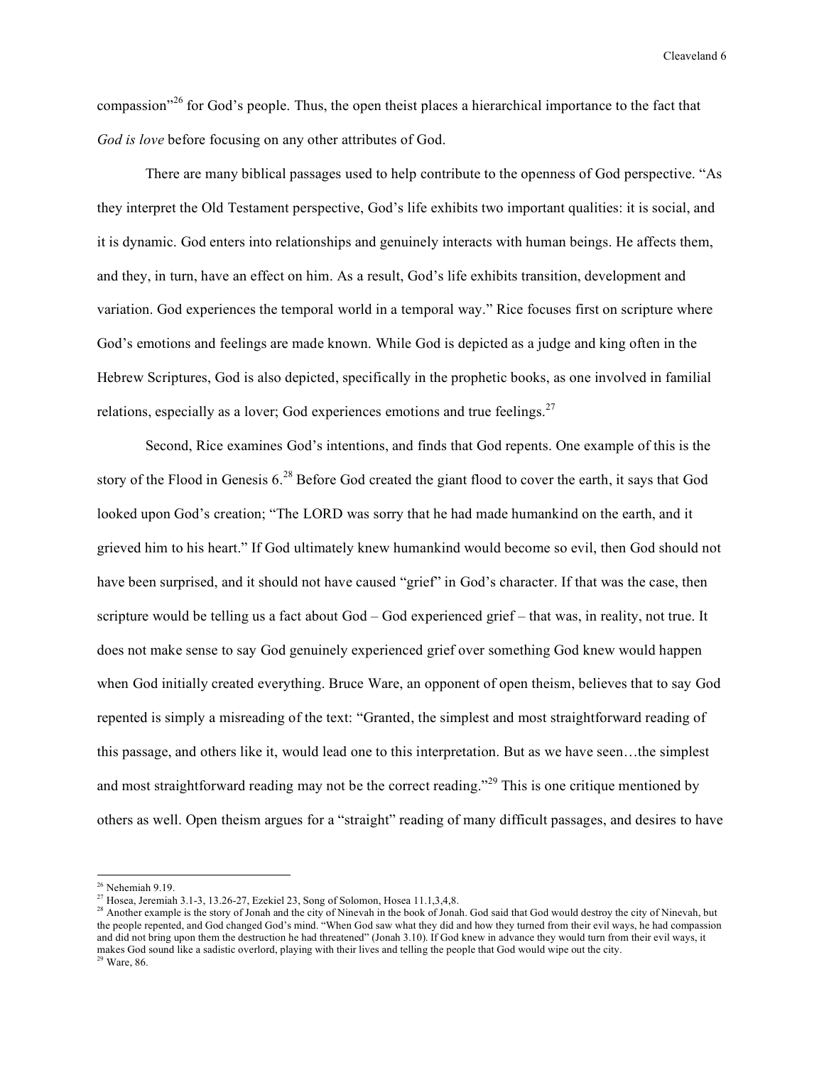compassion"[26] for God's people. Thus, the open theist places a hierarchical importance to the fact that *God is love* before focusing on any other attributes of God.

There are many biblical passages used to help contribute to the openness of God perspective. "As they interpret the Old Testament perspective, God's life exhibits two important qualities: it is social, and it is dynamic. God enters into relationships and genuinely interacts with human beings. He affects them, and they, in turn, have an effect on him. As a result, God's life exhibits transition, development and variation. God experiences the temporal world in a temporal way." Rice focuses first on scripture where God's emotions and feelings are made known. While God is depicted as a judge and king often in the Hebrew Scriptures, God is also depicted, specifically in the prophetic books, as one involved in familial relations, especially as a lover; God experiences emotions and true feelings.[27]

Second, Rice examines God's intentions, and finds that God repents. One example of this is the story of the Flood in Genesis 6.[28] Before God created the giant flood to cover the earth, it says that God looked upon God's creation; "The LORD was sorry that he had made humankind on the earth, and it grieved him to his heart." If God ultimately knew humankind would become so evil, then God should not have been surprised, and it should not have caused "grief" in God's character. If that was the case, then scripture would be telling us a fact about God – God experienced grief – that was, in reality, not true. It does not make sense to say God genuinely experienced grief over something God knew would happen when God initially created everything. Bruce Ware, an opponent of open theism, believes that to say God repented is simply a misreading of the text: "Granted, the simplest and most straightforward reading of this passage, and others like it, would lead one to this interpretation. But as we have seen…the simplest and most straightforward reading may not be the correct reading."[29] This is one critique mentioned by others as well. Open theism argues for a "straight" reading of many difficult passages, and desires to have

---

[26] Nehemiah 9.19.

[27] Hosea, Jeremiah 3.1-3, 13.26-27, Ezekiel 23, Song of Solomon, Hosea 11.1,3,4,8.

[28] Another example is the story of Jonah and the city of Nineveh in the book of Jonah. God said that God would destroy the city of Ninevah, but the people repented, and God changed God's mind. "When God saw what they did and how they turned from their evil ways, he had compassion and did not bring upon them the destruction he had threatened" (Jonah 3.10). If God knew in advance they would turn from their evil ways, it makes God sound like a sadistic overlord, playing with their lives and telling the people that God would wipe out the city.

[29] Ware, 86.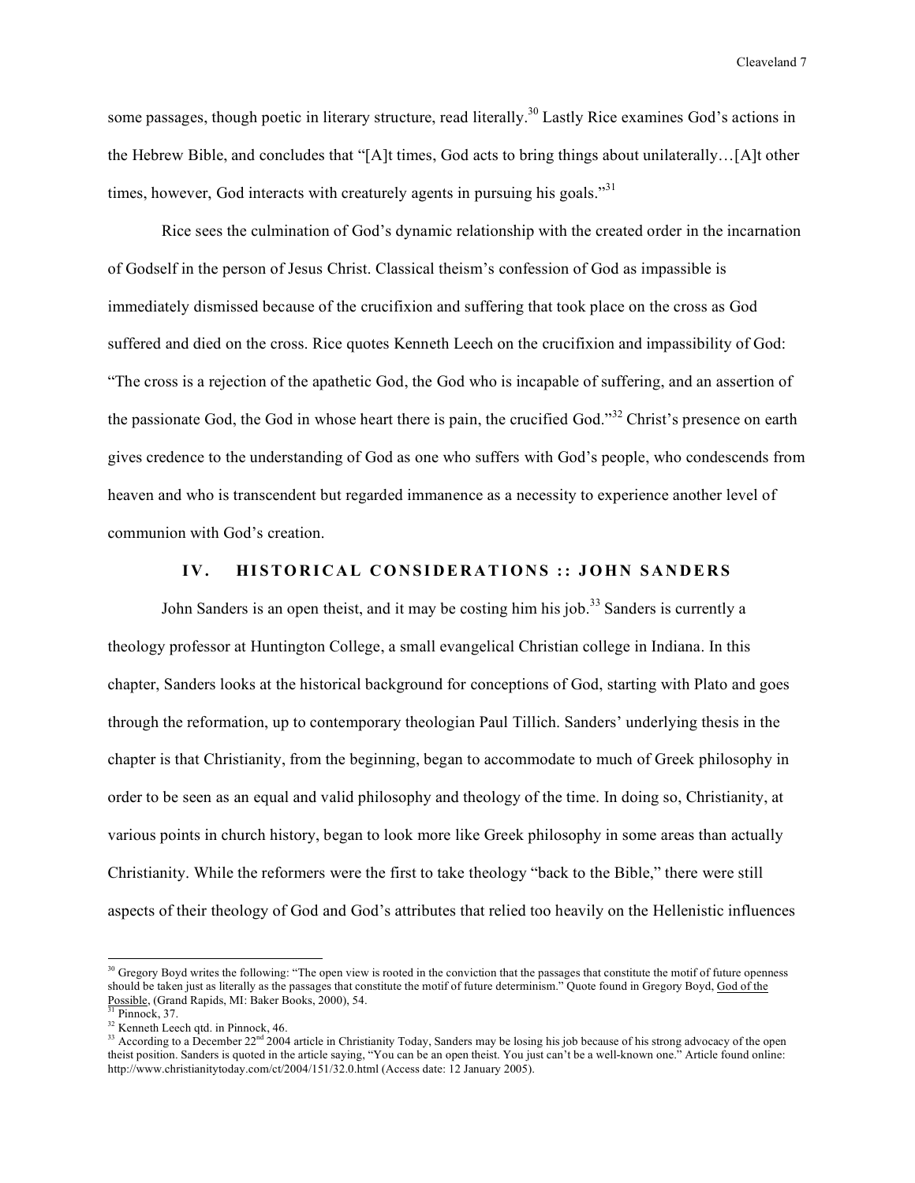some passages, though poetic in literary structure, read literally.[30] Lastly Rice examines God's actions in the Hebrew Bible, and concludes that "[A]t times, God acts to bring things about unilaterally…[A]t other times, however, God interacts with creaturely agents in pursuing his goals."[31]

Rice sees the culmination of God's dynamic relationship with the created order in the incarnation of Godself in the person of Jesus Christ. Classical theism's confession of God as impassible is immediately dismissed because of the crucifixion and suffering that took place on the cross as God suffered and died on the cross. Rice quotes Kenneth Leech on the crucifixion and impassibility of God: "The cross is a rejection of the apathetic God, the God who is incapable of suffering, and an assertion of the passionate God, the God in whose heart there is pain, the crucified God."[32] Christ's presence on earth gives credence to the understanding of God as one who suffers with God's people, who condescends from heaven and who is transcendent but regarded immanence as a necessity to experience another level of communion with God's creation.

## IV. HISTORICAL CONSIDERATIONS :: JOHN SANDERS

John Sanders is an open theist, and it may be costing him his job.[33] Sanders is currently a theology professor at Huntington College, a small evangelical Christian college in Indiana. In this chapter, Sanders looks at the historical background for conceptions of God, starting with Plato and goes through the reformation, up to contemporary theologian Paul Tillich. Sanders' underlying thesis in the chapter is that Christianity, from the beginning, began to accommodate to much of Greek philosophy in order to be seen as an equal and valid philosophy and theology of the time. In doing so, Christianity, at various points in church history, began to look more like Greek philosophy in some areas than actually Christianity. While the reformers were the first to take theology "back to the Bible," there were still aspects of their theology of God and God's attributes that relied too heavily on the Hellenistic influences

---

[30] Gregory Boyd writes the following: "The open view is rooted in the conviction that the passages that constitute the motif of future openness should be taken just as literally as the passages that constitute the motif of future determinism." Quote found in Gregory Boyd, God of the Possible, (Grand Rapids, MI: Baker Books, 2000), 54.

[31] Pinnock, 37.

[32] Kenneth Leech qtd. in Pinnock, 46.

[33] According to a December 22nd 2004 article in Christianity Today, Sanders may be losing his job because of his strong advocacy of the open theist position. Sanders is quoted in the article saying, "You can be an open theist. You just can't be a well-known one." Article found online: http://www.christianitytoday.com/ct/2004/151/32.0.html (Access date: 12 January 2005).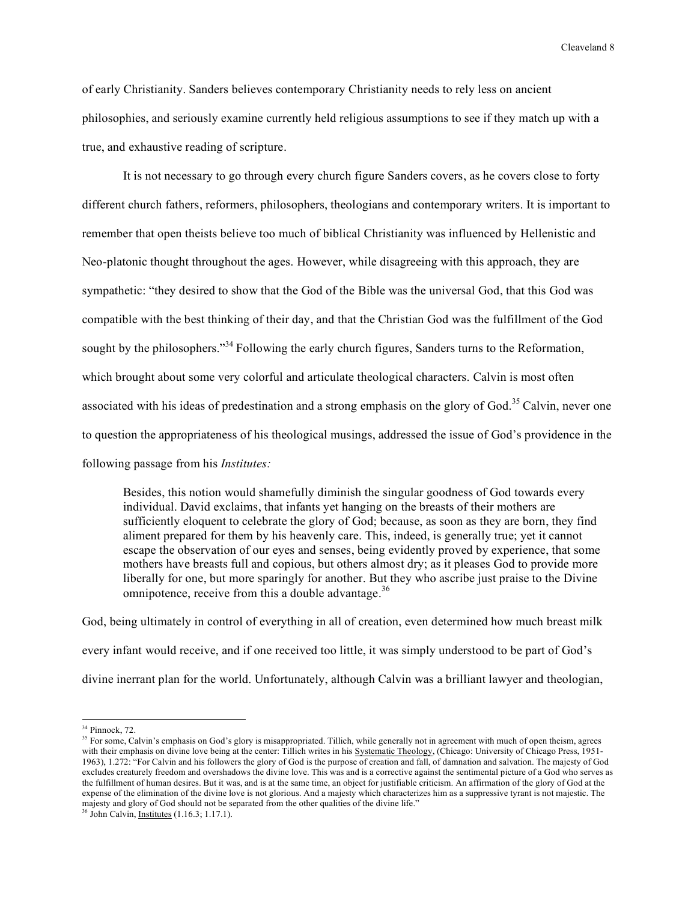of early Christianity. Sanders believes contemporary Christianity needs to rely less on ancient philosophies, and seriously examine currently held religious assumptions to see if they match up with a true, and exhaustive reading of scripture.

It is not necessary to go through every church figure Sanders covers, as he covers close to forty different church fathers, reformers, philosophers, theologians and contemporary writers. It is important to remember that open theists believe too much of biblical Christianity was influenced by Hellenistic and Neo-platonic thought throughout the ages. However, while disagreeing with this approach, they are sympathetic: "they desired to show that the God of the Bible was the universal God, that this God was compatible with the best thinking of their day, and that the Christian God was the fulfillment of the God sought by the philosophers."[34] Following the early church figures, Sanders turns to the Reformation, which brought about some very colorful and articulate theological characters. Calvin is most often associated with his ideas of predestination and a strong emphasis on the glory of God.[35] Calvin, never one to question the appropriateness of his theological musings, addressed the issue of God's providence in the following passage from his *Institutes:*

> Besides, this notion would shamefully diminish the singular goodness of God towards every individual. David exclaims, that infants yet hanging on the breasts of their mothers are sufficiently eloquent to celebrate the glory of God; because, as soon as they are born, they find aliment prepared for them by his heavenly care. This, indeed, is generally true; yet it cannot escape the observation of our eyes and senses, being evidently proved by experience, that some mothers have breasts full and copious, but others almost dry; as it pleases God to provide more liberally for one, but more sparingly for another. But they who ascribe just praise to the Divine omnipotence, receive from this a double advantage.[36]

God, being ultimately in control of everything in all of creation, even determined how much breast milk every infant would receive, and if one received too little, it was simply understood to be part of God's divine inerrant plan for the world. Unfortunately, although Calvin was a brilliant lawyer and theologian,

---

[34] Pinnock, 72.

[35] For some, Calvin's emphasis on God's glory is misappropriated. Tillich, while generally not in agreement with much of open theism, agrees with their emphasis on divine love being at the center: Tillich writes in his Systematic Theology, (Chicago: University of Chicago Press, 1951-1963), 1.272: "For Calvin and his followers the glory of God is the purpose of creation and fall, of damnation and salvation. The majesty of God excludes creaturely freedom and overshadows the divine love. This was and is a corrective against the sentimental picture of a God who serves as the fulfillment of human desires. But it was, and is at the same time, an object for justifiable criticism. An affirmation of the glory of God at the expense of the elimination of the divine love is not glorious. And a majesty which characterizes him as a suppressive tyrant is not majestic. The majesty and glory of God should not be separated from the other qualities of the divine life."

[36] John Calvin, Institutes (1.16.3; 1.17.1).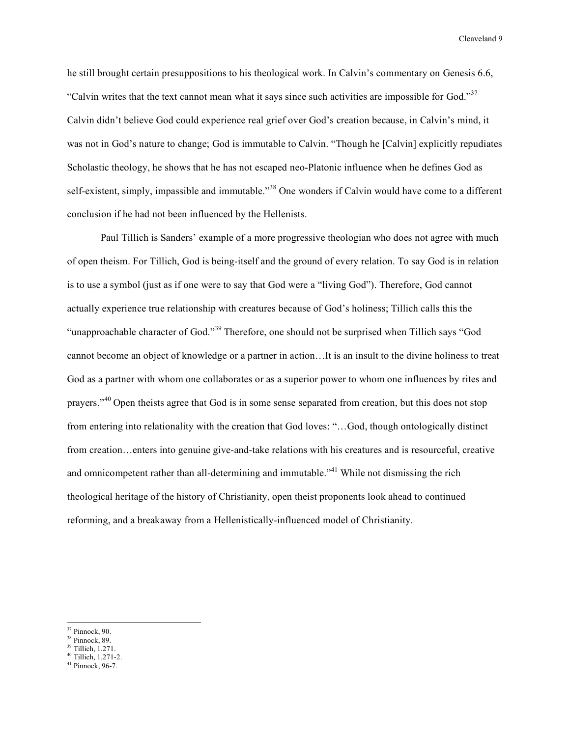he still brought certain presuppositions to his theological work. In Calvin's commentary on Genesis 6.6, "Calvin writes that the text cannot mean what it says since such activities are impossible for God."[37] Calvin didn't believe God could experience real grief over God's creation because, in Calvin's mind, it was not in God's nature to change; God is immutable to Calvin. "Though he [Calvin] explicitly repudiates Scholastic theology, he shows that he has not escaped neo-Platonic influence when he defines God as self-existent, simply, impassible and immutable."[38] One wonders if Calvin would have come to a different conclusion if he had not been influenced by the Hellenists.

Paul Tillich is Sanders' example of a more progressive theologian who does not agree with much of open theism. For Tillich, God is being-itself and the ground of every relation. To say God is in relation is to use a symbol (just as if one were to say that God were a "living God"). Therefore, God cannot actually experience true relationship with creatures because of God's holiness; Tillich calls this the "unapproachable character of God."[39] Therefore, one should not be surprised when Tillich says "God cannot become an object of knowledge or a partner in action…It is an insult to the divine holiness to treat God as a partner with whom one collaborates or as a superior power to whom one influences by rites and prayers."[40] Open theists agree that God is in some sense separated from creation, but this does not stop from entering into relationality with the creation that God loves: "…God, though ontologically distinct from creation…enters into genuine give-and-take relations with his creatures and is resourceful, creative and omnicompetent rather than all-determining and immutable."[41] While not dismissing the rich theological heritage of the history of Christianity, open theist proponents look ahead to continued reforming, and a breakaway from a Hellenistically-influenced model of Christianity.

---

[37] Pinnock, 90.
[38] Pinnock, 89.
[39] Tillich, 1.271.
[40] Tillich, 1.271-2.
[41] Pinnock, 96-7.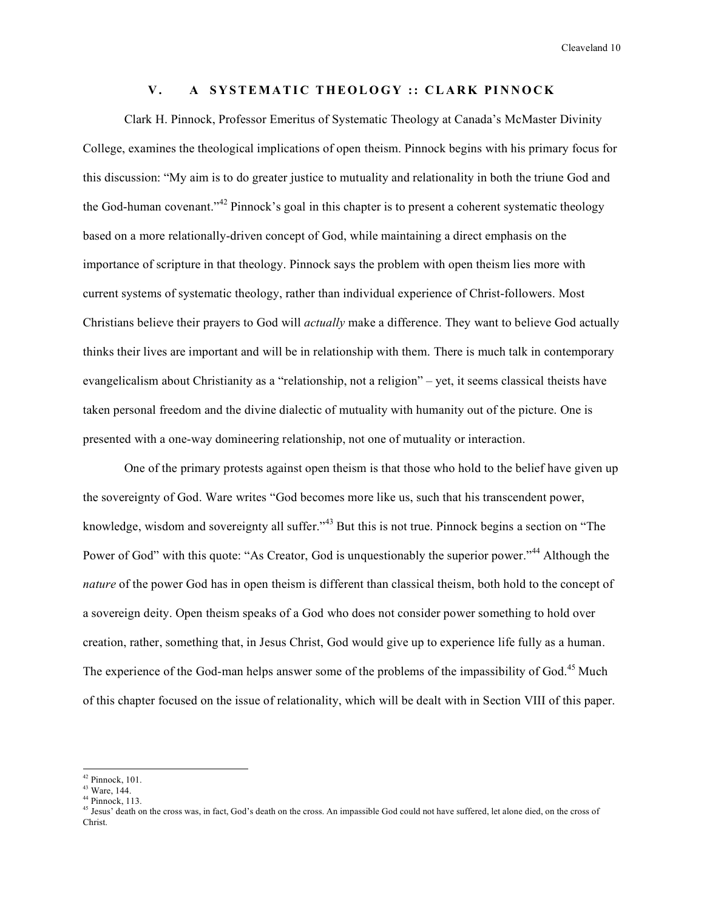## V. A SYSTEMATIC THEOLOGY :: CLARK PINNOCK

Clark H. Pinnock, Professor Emeritus of Systematic Theology at Canada's McMaster Divinity College, examines the theological implications of open theism. Pinnock begins with his primary focus for this discussion: "My aim is to do greater justice to mutuality and relationality in both the triune God and the God-human covenant."[42] Pinnock's goal in this chapter is to present a coherent systematic theology based on a more relationally-driven concept of God, while maintaining a direct emphasis on the importance of scripture in that theology. Pinnock says the problem with open theism lies more with current systems of systematic theology, rather than individual experience of Christ-followers. Most Christians believe their prayers to God will *actually* make a difference. They want to believe God actually thinks their lives are important and will be in relationship with them. There is much talk in contemporary evangelicalism about Christianity as a "relationship, not a religion" – yet, it seems classical theists have taken personal freedom and the divine dialectic of mutuality with humanity out of the picture. One is presented with a one-way domineering relationship, not one of mutuality or interaction.

One of the primary protests against open theism is that those who hold to the belief have given up the sovereignty of God. Ware writes "God becomes more like us, such that his transcendent power, knowledge, wisdom and sovereignty all suffer."[43] But this is not true. Pinnock begins a section on "The Power of God" with this quote: "As Creator, God is unquestionably the superior power."[44] Although the *nature* of the power God has in open theism is different than classical theism, both hold to the concept of a sovereign deity. Open theism speaks of a God who does not consider power something to hold over creation, rather, something that, in Jesus Christ, God would give up to experience life fully as a human. The experience of the God-man helps answer some of the problems of the impassibility of God.[45] Much of this chapter focused on the issue of relationality, which will be dealt with in Section VIII of this paper.

---

[42] Pinnock, 101.
[43] Ware, 144.
[44] Pinnock, 113.
[45] Jesus' death on the cross was, in fact, God's death on the cross. An impassible God could not have suffered, let alone died, on the cross of Christ.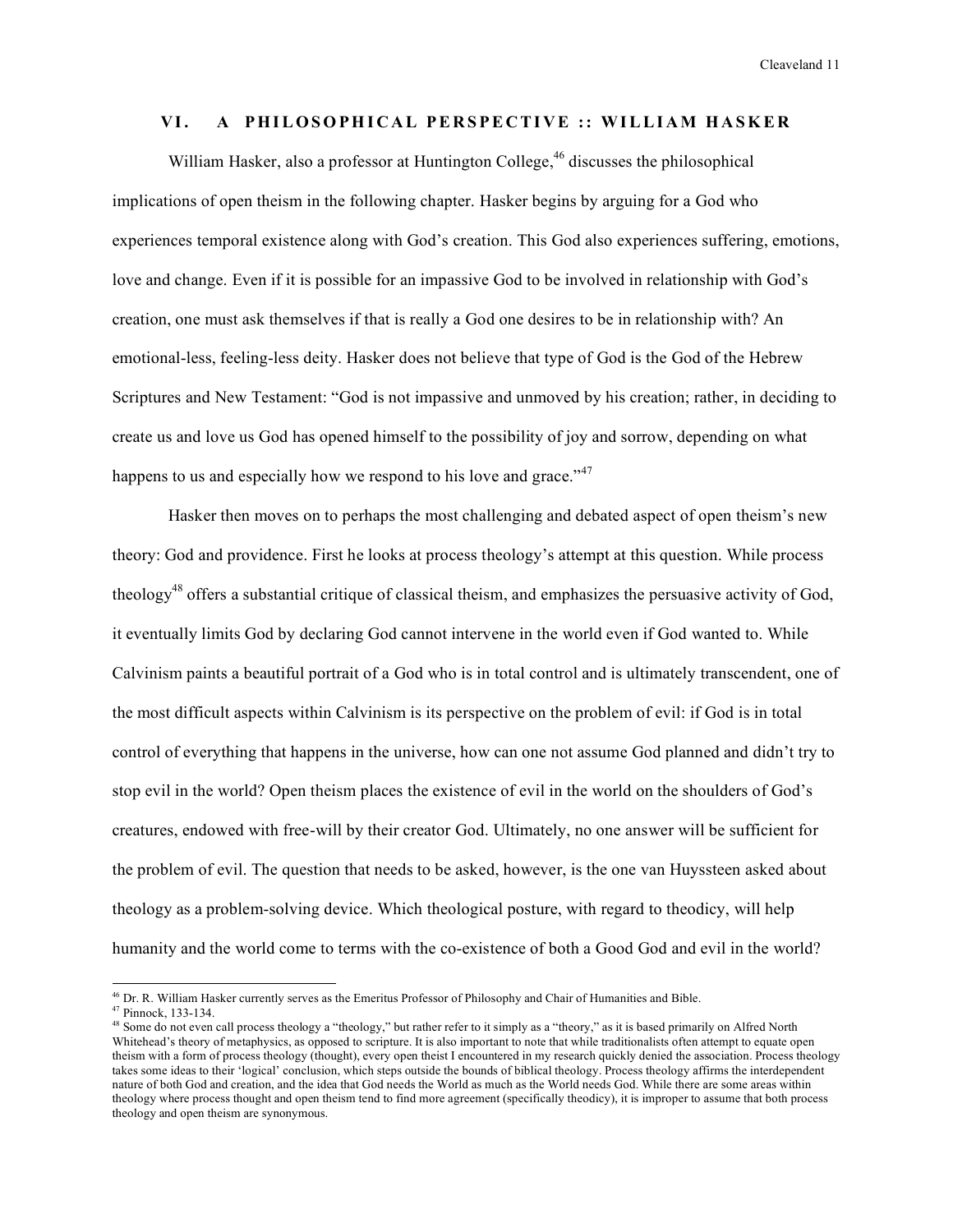## VI. A PHILOSOPHICAL PERSPECTIVE :: WILLIAM HASKER

William Hasker, also a professor at Huntington College,[46] discusses the philosophical implications of open theism in the following chapter. Hasker begins by arguing for a God who experiences temporal existence along with God's creation. This God also experiences suffering, emotions, love and change. Even if it is possible for an impassive God to be involved in relationship with God's creation, one must ask themselves if that is really a God one desires to be in relationship with? An emotional-less, feeling-less deity. Hasker does not believe that type of God is the God of the Hebrew Scriptures and New Testament: "God is not impassive and unmoved by his creation; rather, in deciding to create us and love us God has opened himself to the possibility of joy and sorrow, depending on what happens to us and especially how we respond to his love and grace."[47]

Hasker then moves on to perhaps the most challenging and debated aspect of open theism's new theory: God and providence. First he looks at process theology's attempt at this question. While process theology[48] offers a substantial critique of classical theism, and emphasizes the persuasive activity of God, it eventually limits God by declaring God cannot intervene in the world even if God wanted to. While Calvinism paints a beautiful portrait of a God who is in total control and is ultimately transcendent, one of the most difficult aspects within Calvinism is its perspective on the problem of evil: if God is in total control of everything that happens in the universe, how can one not assume God planned and didn't try to stop evil in the world? Open theism places the existence of evil in the world on the shoulders of God's creatures, endowed with free-will by their creator God. Ultimately, no one answer will be sufficient for the problem of evil. The question that needs to be asked, however, is the one van Huyssteen asked about theology as a problem-solving device. Which theological posture, with regard to theodicy, will help humanity and the world come to terms with the co-existence of both a Good God and evil in the world?

---

[46] Dr. R. William Hasker currently serves as the Emeritus Professor of Philosophy and Chair of Humanities and Bible.

[47] Pinnock, 133-134.

[48] Some do not even call process theology a "theology," but rather refer to it simply as a "theory," as it is based primarily on Alfred North Whitehead's theory of metaphysics, as opposed to scripture. It is also important to note that while traditionalists often attempt to equate open theism with a form of process theology (thought), every open theist I encountered in my research quickly denied the association. Process theology takes some ideas to their 'logical' conclusion, which steps outside the bounds of biblical theology. Process theology affirms the interdependent nature of both God and creation, and the idea that God needs the World as much as the World needs God. While there are some areas within theology where process thought and open theism tend to find more agreement (specifically theodicy), it is improper to assume that both process theology and open theism are synonymous.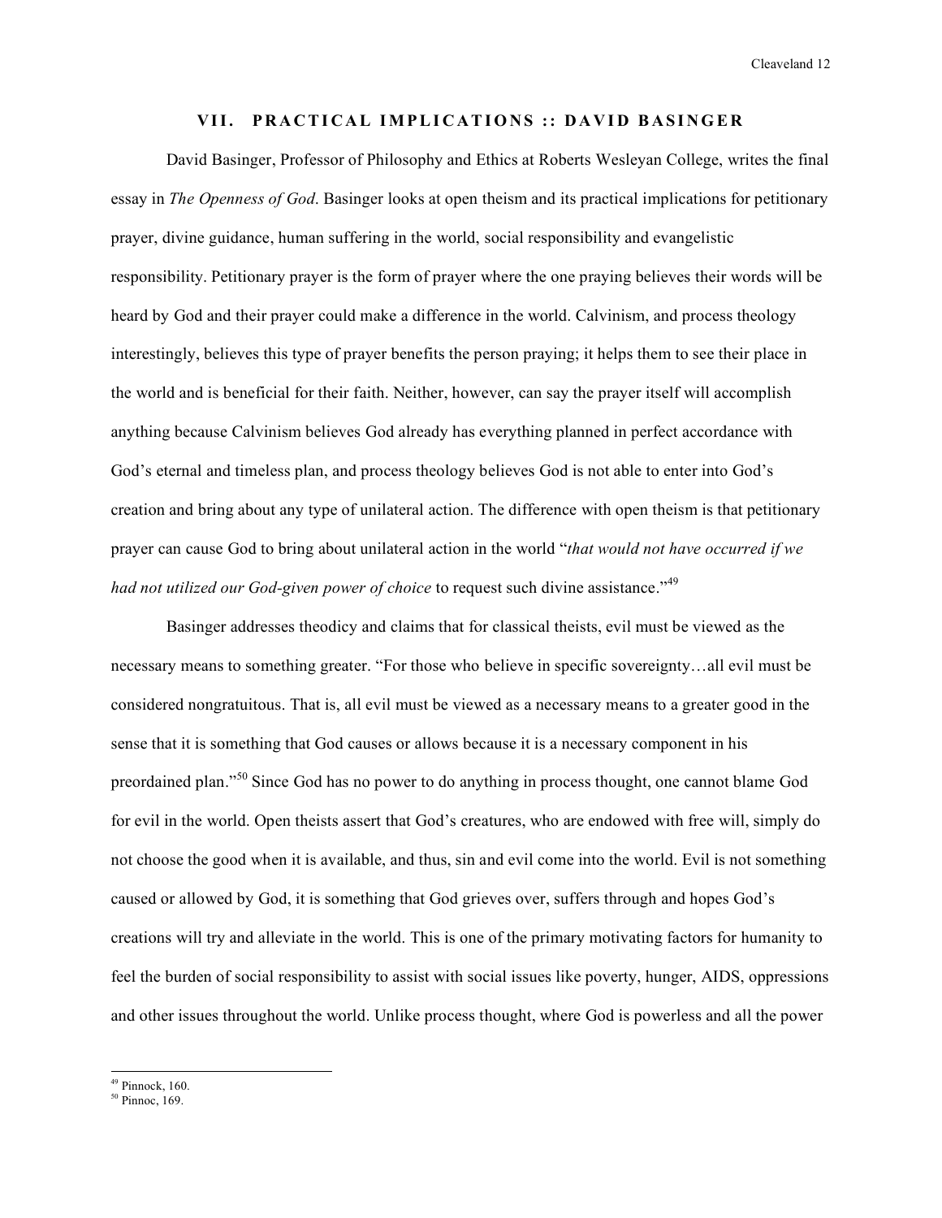## VII. PRACTICAL IMPLICATIONS :: DAVID BASINGER

David Basinger, Professor of Philosophy and Ethics at Roberts Wesleyan College, writes the final essay in *The Openness of God*. Basinger looks at open theism and its practical implications for petitionary prayer, divine guidance, human suffering in the world, social responsibility and evangelistic responsibility. Petitionary prayer is the form of prayer where the one praying believes their words will be heard by God and their prayer could make a difference in the world. Calvinism, and process theology interestingly, believes this type of prayer benefits the person praying; it helps them to see their place in the world and is beneficial for their faith. Neither, however, can say the prayer itself will accomplish anything because Calvinism believes God already has everything planned in perfect accordance with God's eternal and timeless plan, and process theology believes God is not able to enter into God's creation and bring about any type of unilateral action. The difference with open theism is that petitionary prayer can cause God to bring about unilateral action in the world "*that would not have occurred if we had not utilized our God-given power of choice* to request such divine assistance."[49]

Basinger addresses theodicy and claims that for classical theists, evil must be viewed as the necessary means to something greater. "For those who believe in specific sovereignty…all evil must be considered nongratuitous. That is, all evil must be viewed as a necessary means to a greater good in the sense that it is something that God causes or allows because it is a necessary component in his preordained plan."[50] Since God has no power to do anything in process thought, one cannot blame God for evil in the world. Open theists assert that God's creatures, who are endowed with free will, simply do not choose the good when it is available, and thus, sin and evil come into the world. Evil is not something caused or allowed by God, it is something that God grieves over, suffers through and hopes God's creations will try and alleviate in the world. This is one of the primary motivating factors for humanity to feel the burden of social responsibility to assist with social issues like poverty, hunger, AIDS, oppressions and other issues throughout the world. Unlike process thought, where God is powerless and all the power

---

[49] Pinnock, 160.

[50] Pinnoc, 169.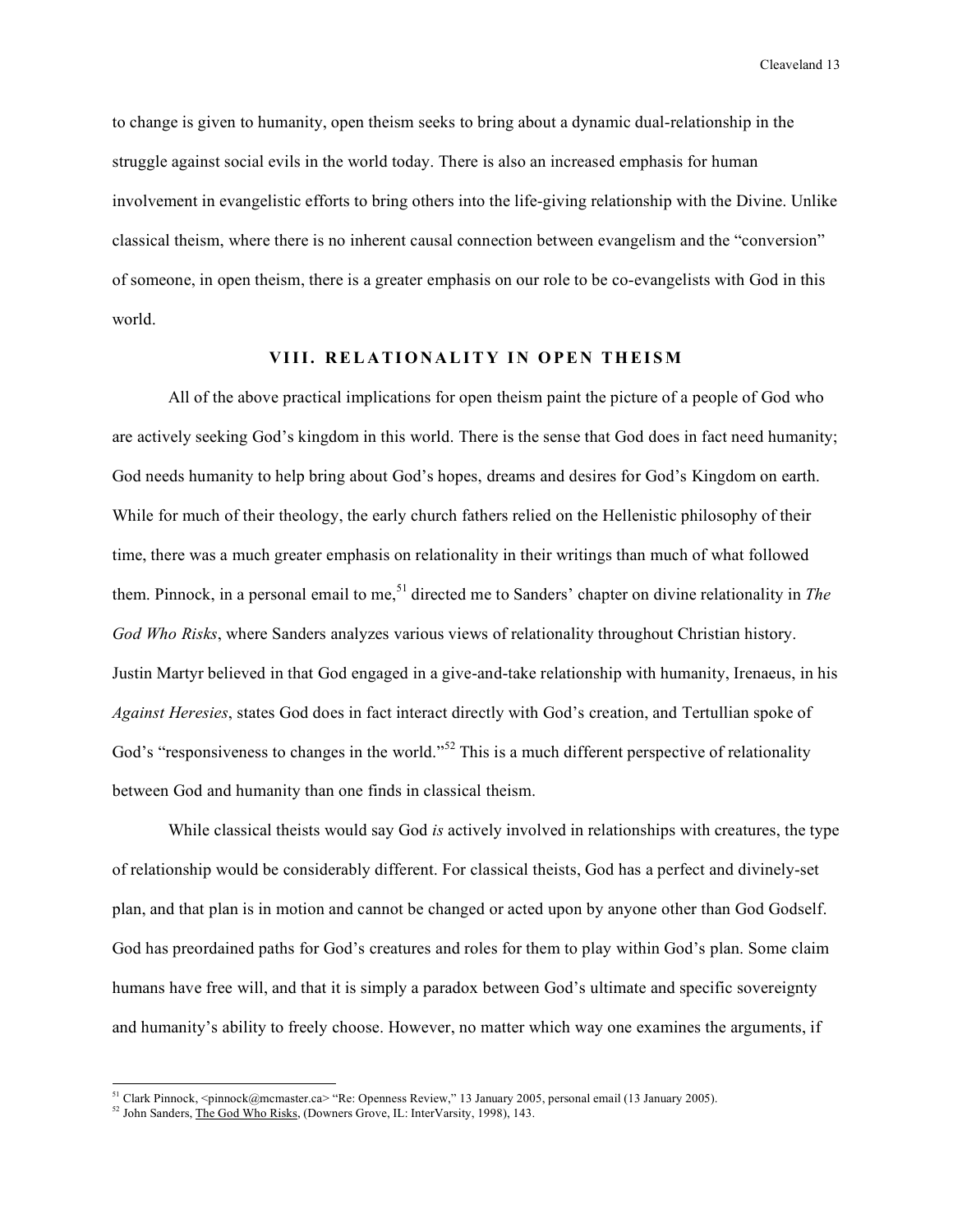to change is given to humanity, open theism seeks to bring about a dynamic dual-relationship in the struggle against social evils in the world today. There is also an increased emphasis for human involvement in evangelistic efforts to bring others into the life-giving relationship with the Divine. Unlike classical theism, where there is no inherent causal connection between evangelism and the "conversion" of someone, in open theism, there is a greater emphasis on our role to be co-evangelists with God in this world.

## VIII. RELATIONALITY IN OPEN THEISM

All of the above practical implications for open theism paint the picture of a people of God who are actively seeking God's kingdom in this world. There is the sense that God does in fact need humanity; God needs humanity to help bring about God's hopes, dreams and desires for God's Kingdom on earth. While for much of their theology, the early church fathers relied on the Hellenistic philosophy of their time, there was a much greater emphasis on relationality in their writings than much of what followed them. Pinnock, in a personal email to me,[51] directed me to Sanders' chapter on divine relationality in *The God Who Risks*, where Sanders analyzes various views of relationality throughout Christian history. Justin Martyr believed in that God engaged in a give-and-take relationship with humanity, Irenaeus, in his *Against Heresies*, states God does in fact interact directly with God's creation, and Tertullian spoke of God's "responsiveness to changes in the world."[52] This is a much different perspective of relationality between God and humanity than one finds in classical theism.

While classical theists would say God *is* actively involved in relationships with creatures, the type of relationship would be considerably different. For classical theists, God has a perfect and divinely-set plan, and that plan is in motion and cannot be changed or acted upon by anyone other than God Godself. God has preordained paths for God's creatures and roles for them to play within God's plan. Some claim humans have free will, and that it is simply a paradox between God's ultimate and specific sovereignty and humanity's ability to freely choose. However, no matter which way one examines the arguments, if

---

[51] Clark Pinnock, <pinnock@mcmaster.ca> "Re: Openness Review," 13 January 2005, personal email (13 January 2005).

[52] John Sanders, The God Who Risks, (Downers Grove, IL: InterVarsity, 1998), 143.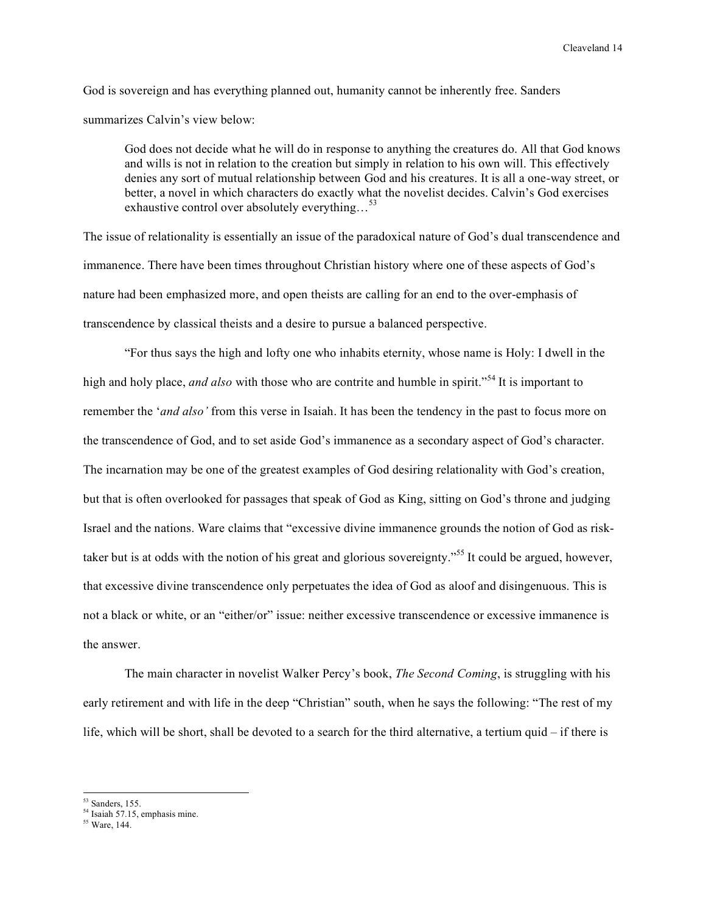God is sovereign and has everything planned out, humanity cannot be inherently free. Sanders summarizes Calvin's view below:

> God does not decide what he will do in response to anything the creatures do. All that God knows and wills is not in relation to the creation but simply in relation to his own will. This effectively denies any sort of mutual relationship between God and his creatures. It is all a one-way street, or better, a novel in which characters do exactly what the novelist decides. Calvin's God exercises exhaustive control over absolutely everything…[53]

The issue of relationality is essentially an issue of the paradoxical nature of God's dual transcendence and immanence. There have been times throughout Christian history where one of these aspects of God's nature had been emphasized more, and open theists are calling for an end to the over-emphasis of transcendence by classical theists and a desire to pursue a balanced perspective.

"For thus says the high and lofty one who inhabits eternity, whose name is Holy: I dwell in the high and holy place, *and also* with those who are contrite and humble in spirit."[54] It is important to remember the '*and also*' from this verse in Isaiah. It has been the tendency in the past to focus more on the transcendence of God, and to set aside God's immanence as a secondary aspect of God's character. The incarnation may be one of the greatest examples of God desiring relationality with God's creation, but that is often overlooked for passages that speak of God as King, sitting on God's throne and judging Israel and the nations. Ware claims that "excessive divine immanence grounds the notion of God as risk-taker but is at odds with the notion of his great and glorious sovereignty."[55] It could be argued, however, that excessive divine transcendence only perpetuates the idea of God as aloof and disingenuous. This is not a black or white, or an "either/or" issue: neither excessive transcendence or excessive immanence is the answer.

The main character in novelist Walker Percy's book, *The Second Coming*, is struggling with his early retirement and with life in the deep "Christian" south, when he says the following: "The rest of my life, which will be short, shall be devoted to a search for the third alternative, a tertium quid – if there is

---

[53] Sanders, 155.
[54] Isaiah 57.15, emphasis mine.
[55] Ware, 144.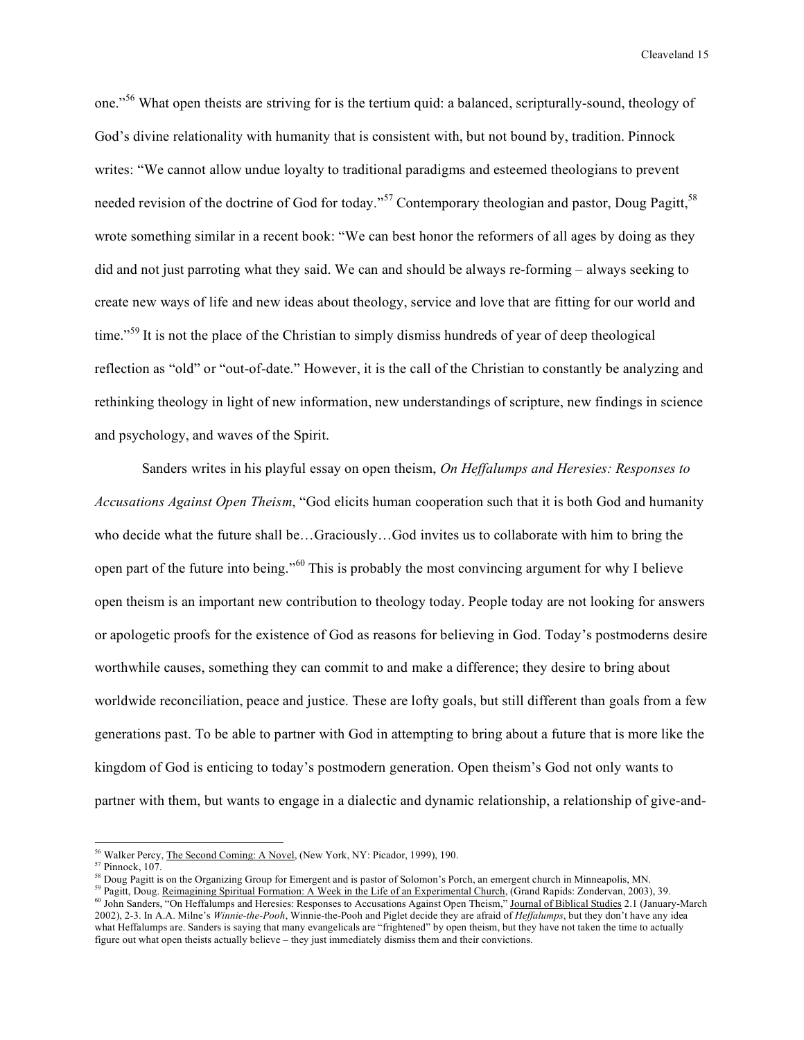one."[56] What open theists are striving for is the tertium quid: a balanced, scripturally-sound, theology of God's divine relationality with humanity that is consistent with, but not bound by, tradition. Pinnock writes: "We cannot allow undue loyalty to traditional paradigms and esteemed theologians to prevent needed revision of the doctrine of God for today."[57] Contemporary theologian and pastor, Doug Pagitt,[58] wrote something similar in a recent book: "We can best honor the reformers of all ages by doing as they did and not just parroting what they said. We can and should be always re-forming – always seeking to create new ways of life and new ideas about theology, service and love that are fitting for our world and time."[59] It is not the place of the Christian to simply dismiss hundreds of year of deep theological reflection as "old" or "out-of-date." However, it is the call of the Christian to constantly be analyzing and rethinking theology in light of new information, new understandings of scripture, new findings in science and psychology, and waves of the Spirit.

Sanders writes in his playful essay on open theism, *On Heffalumps and Heresies: Responses to Accusations Against Open Theism*, "God elicits human cooperation such that it is both God and humanity who decide what the future shall be…Graciously…God invites us to collaborate with him to bring the open part of the future into being."[60] This is probably the most convincing argument for why I believe open theism is an important new contribution to theology today. People today are not looking for answers or apologetic proofs for the existence of God as reasons for believing in God. Today's postmoderns desire worthwhile causes, something they can commit to and make a difference; they desire to bring about worldwide reconciliation, peace and justice. These are lofty goals, but still different than goals from a few generations past. To be able to partner with God in attempting to bring about a future that is more like the kingdom of God is enticing to today's postmodern generation. Open theism's God not only wants to partner with them, but wants to engage in a dialectic and dynamic relationship, a relationship of give-and-

---

[56] Walker Percy, The Second Coming: A Novel, (New York, NY: Picador, 1999), 190.

[57] Pinnock, 107.

[58] Doug Pagitt is on the Organizing Group for Emergent and is pastor of Solomon's Porch, an emergent church in Minneapolis, MN.

[59] Pagitt, Doug. Reimagining Spiritual Formation: A Week in the Life of an Experimental Church, (Grand Rapids: Zondervan, 2003), 39.

[60] John Sanders, "On Heffalumps and Heresies: Responses to Accusations Against Open Theism," Journal of Biblical Studies 2.1 (January-March 2002), 2-3. In A.A. Milne's *Winnie-the-Pooh*, Winnie-the-Pooh and Piglet decide they are afraid of *Heffalumps*, but they don't have any idea what Heffalumps are. Sanders is saying that many evangelicals are "frightened" by open theism, but they have not taken the time to actually figure out what open theists actually believe – they just immediately dismiss them and their convictions.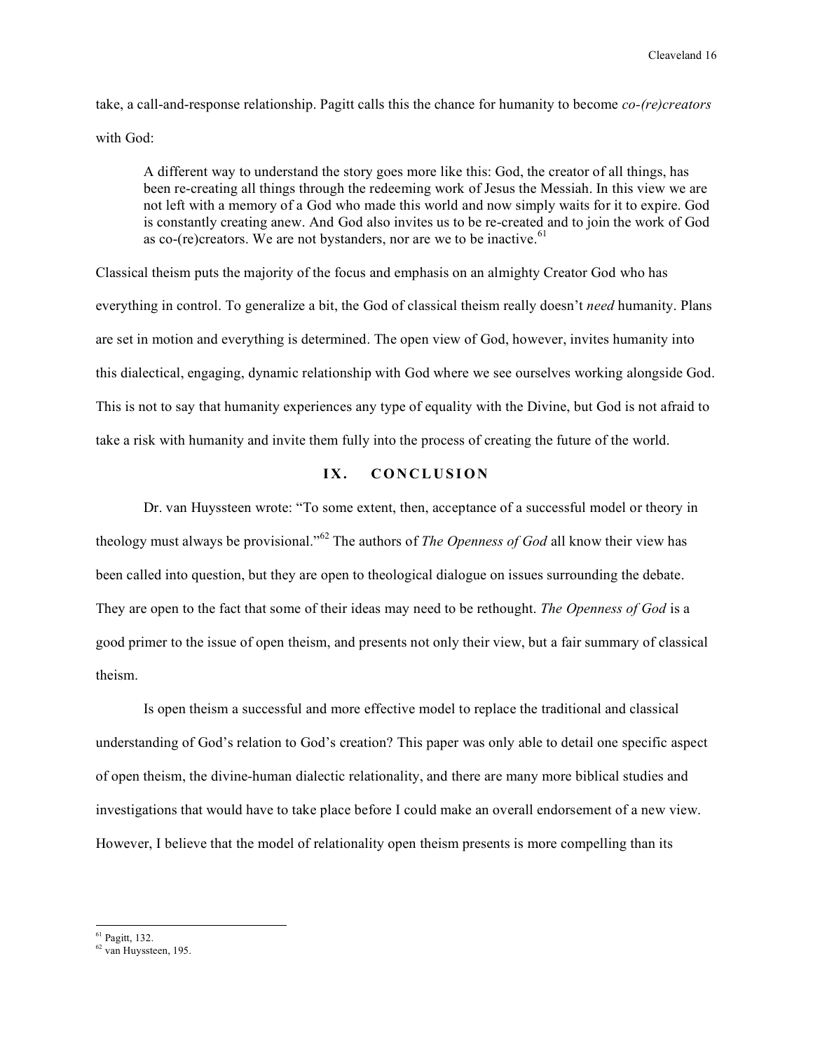take, a call-and-response relationship. Pagitt calls this the chance for humanity to become *co-(re)creators* with God:

> A different way to understand the story goes more like this: God, the creator of all things, has been re-creating all things through the redeeming work of Jesus the Messiah. In this view we are not left with a memory of a God who made this world and now simply waits for it to expire. God is constantly creating anew. And God also invites us to be re-created and to join the work of God as co-(re)creators. We are not bystanders, nor are we to be inactive.[61]

Classical theism puts the majority of the focus and emphasis on an almighty Creator God who has everything in control. To generalize a bit, the God of classical theism really doesn't *need* humanity. Plans are set in motion and everything is determined. The open view of God, however, invites humanity into this dialectical, engaging, dynamic relationship with God where we see ourselves working alongside God. This is not to say that humanity experiences any type of equality with the Divine, but God is not afraid to take a risk with humanity and invite them fully into the process of creating the future of the world.

## IX. CONCLUSION

Dr. van Huyssteen wrote: "To some extent, then, acceptance of a successful model or theory in theology must always be provisional."[62] The authors of *The Openness of God* all know their view has been called into question, but they are open to theological dialogue on issues surrounding the debate. They are open to the fact that some of their ideas may need to be rethought. *The Openness of God* is a good primer to the issue of open theism, and presents not only their view, but a fair summary of classical theism.

Is open theism a successful and more effective model to replace the traditional and classical understanding of God's relation to God's creation? This paper was only able to detail one specific aspect of open theism, the divine-human dialectic relationality, and there are many more biblical studies and investigations that would have to take place before I could make an overall endorsement of a new view. However, I believe that the model of relationality open theism presents is more compelling than its

---

[61] Pagitt, 132.

[62] van Huyssteen, 195.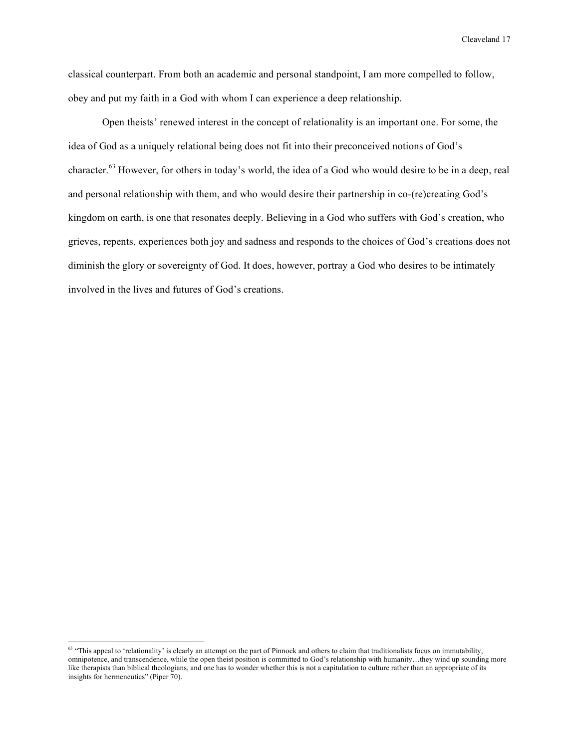classical counterpart. From both an academic and personal standpoint, I am more compelled to follow, obey and put my faith in a God with whom I can experience a deep relationship.

Open theists' renewed interest in the concept of relationality is an important one. For some, the idea of God as a uniquely relational being does not fit into their preconceived notions of God's character.[63] However, for others in today's world, the idea of a God who would desire to be in a deep, real and personal relationship with them, and who would desire their partnership in co-(re)creating God's kingdom on earth, is one that resonates deeply. Believing in a God who suffers with God's creation, who grieves, repents, experiences both joy and sadness and responds to the choices of God's creations does not diminish the glory or sovereignty of God. It does, however, portray a God who desires to be intimately involved in the lives and futures of God's creations.

---

[63] "This appeal to 'relationality' is clearly an attempt on the part of Pinnock and others to claim that traditionalists focus on immutability, omnipotence, and transcendence, while the open theist position is committed to God's relationship with humanity…they wind up sounding more like therapists than biblical theologians, and one has to wonder whether this is not a capitulation to culture rather than an appropriate of its insights for hermeneutics" (Piper 70).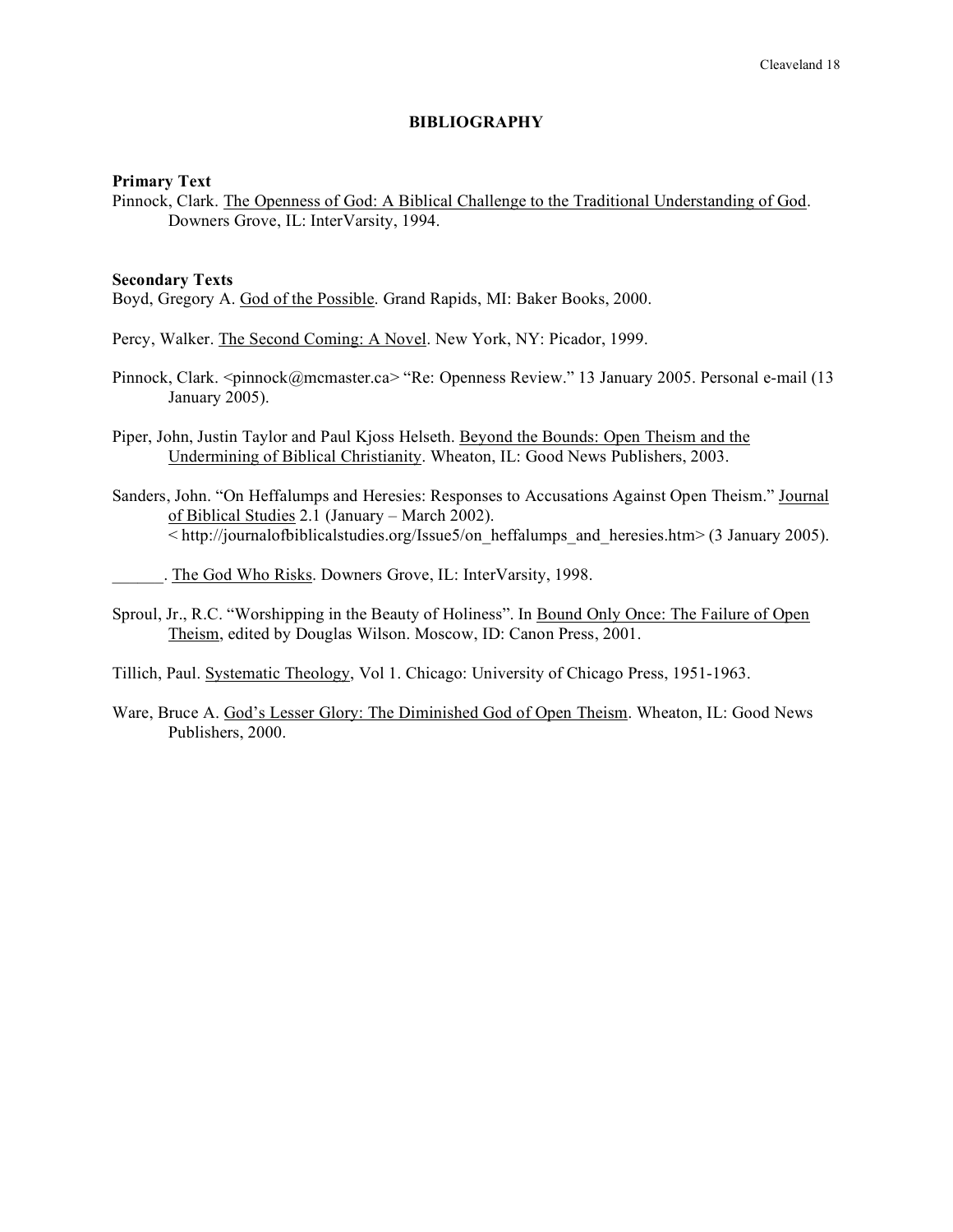# BIBLIOGRAPHY

**Primary Text**

Pinnock, Clark. The Openness of God: A Biblical Challenge to the Traditional Understanding of God. Downers Grove, IL: InterVarsity, 1994.

**Secondary Texts**

Boyd, Gregory A. God of the Possible. Grand Rapids, MI: Baker Books, 2000.

Percy, Walker. The Second Coming: A Novel. New York, NY: Picador, 1999.

Pinnock, Clark. <pinnock@mcmaster.ca> "Re: Openness Review." 13 January 2005. Personal e-mail (13 January 2005).

Piper, John, Justin Taylor and Paul Kjoss Helseth. Beyond the Bounds: Open Theism and the Undermining of Biblical Christianity. Wheaton, IL: Good News Publishers, 2003.

Sanders, John. "On Heffalumps and Heresies: Responses to Accusations Against Open Theism." Journal of Biblical Studies 2.1 (January – March 2002). < http://journalofbiblicalstudies.org/Issue5/on_heffalumps_and_heresies.htm> (3 January 2005).

______. The God Who Risks. Downers Grove, IL: InterVarsity, 1998.

Sproul, Jr., R.C. "Worshipping in the Beauty of Holiness". In Bound Only Once: The Failure of Open Theism, edited by Douglas Wilson. Moscow, ID: Canon Press, 2001.

Tillich, Paul. Systematic Theology, Vol 1. Chicago: University of Chicago Press, 1951-1963.

Ware, Bruce A. God's Lesser Glory: The Diminished God of Open Theism. Wheaton, IL: Good News Publishers, 2000.